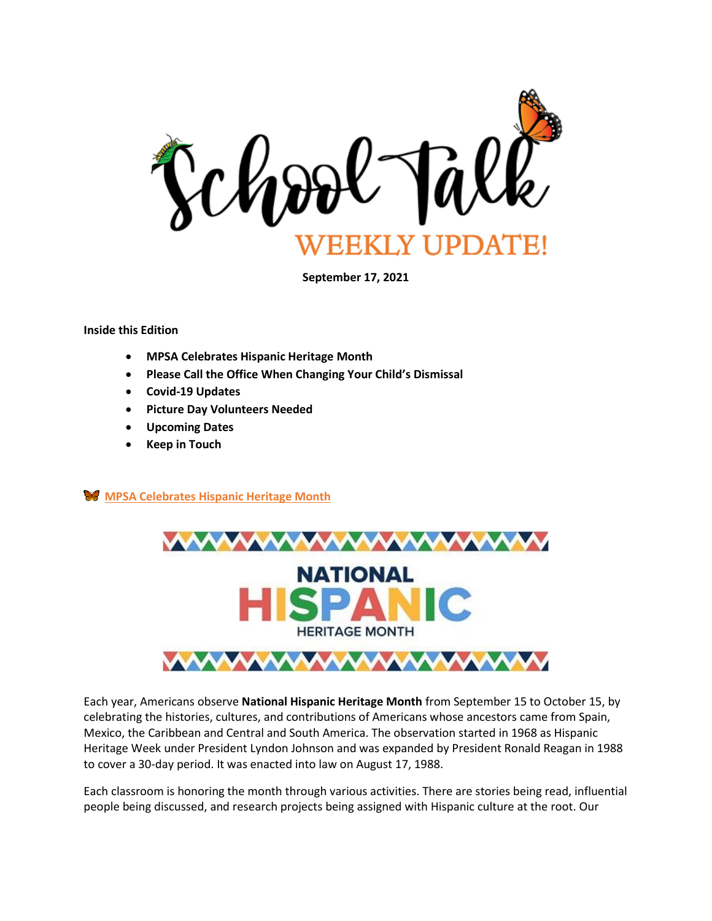# School Talk

## WEEKLY UPDATE!

**September 17, 2021**

**Inside this Edition**

- **MPSA Celebrates Hispanic Heritage Month**
- **Please Call the Office When Changing Your Child's Dismissal**
- **Covid-19 Updates**
- **Picture Day Volunteers Needed**
- **Upcoming Dates**
- **Keep in Touch**

## MPSA Celebrates Hispanic Heritage Month

NATIONAL HISPANIC HERITAGE MONTH

Each year, Americans observe **National Hispanic Heritage Month** from September 15 to October 15, by celebrating the histories, cultures, and contributions of Americans whose ancestors came from Spain, Mexico, the Caribbean and Central and South America. The observation started in 1968 as Hispanic Heritage Week under President Lyndon Johnson and was expanded by President Ronald Reagan in 1988 to cover a 30-day period. It was enacted into law on August 17, 1988.

Each classroom is honoring the month through various activities. There are stories being read, influential people being discussed, and research projects being assigned with Hispanic culture at the root. Our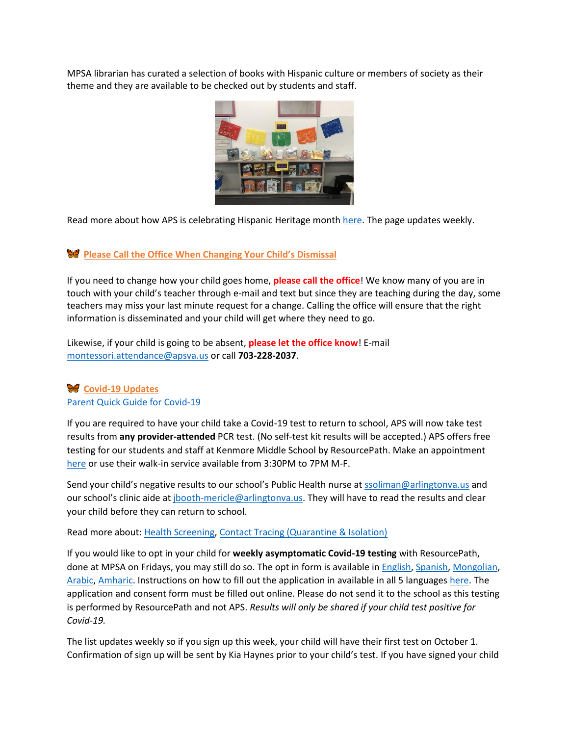MPSA librarian has curated a selection of books with Hispanic culture or members of society as their theme and they are available to be checked out by students and staff.

Read more about how APS is celebrating Hispanic Heritage month [here](). The page updates weekly.

## 🦋 Please Call the Office When Changing Your Child's Dismissal

If you need to change how your child goes home, **please call the office**! We know many of you are in touch with your child's teacher through e-mail and text but since they are teaching during the day, some teachers may miss your last minute request for a change. Calling the office will ensure that the right information is disseminated and your child will get where they need to go.

Likewise, if your child is going to be absent, **please let the office know**! E-mail montessori.attendance@apsva.us or call **703-228-2037**.

## 🦋 Covid-19 Updates

Parent Quick Guide for Covid-19

If you are required to have your child take a Covid-19 test to return to school, APS will now take test results from **any provider-attended** PCR test. (No self-test kit results will be accepted.) APS offers free testing for our students and staff at Kenmore Middle School by ResourcePath. Make an appointment here or use their walk-in service available from 3:30PM to 7PM M-F.

Send your child's negative results to our school's Public Health nurse at ssoliman@arlingtonva.us and our school's clinic aide at jbooth-mericle@arlingtonva.us. They will have to read the results and clear your child before they can return to school.

Read more about: Health Screening, Contact Tracing (Quarantine & Isolation)

If you would like to opt in your child for **weekly asymptomatic Covid-19 testing** with ResourcePath, done at MPSA on Fridays, you may still do so. The opt in form is available in English, Spanish, Mongolian, Arabic, Amharic. Instructions on how to fill out the application in available in all 5 languages here. The application and consent form must be filled out online. Please do not send it to the school as this testing is performed by ResourcePath and not APS. *Results will only be shared if your child test positive for Covid-19.*

The list updates weekly so if you sign up this week, your child will have their first test on October 1. Confirmation of sign up will be sent by Kia Haynes prior to your child's test. If you have signed your child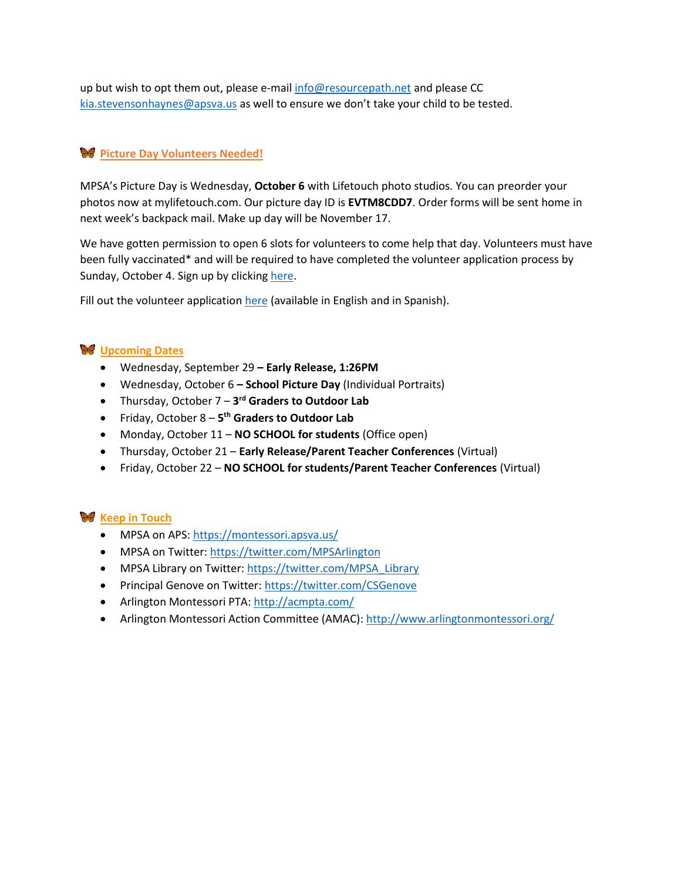up but wish to opt them out, please e-mail info@resourcepath.net and please CC kia.stevensonhaynes@apsva.us as well to ensure we don't take your child to be tested.

## Picture Day Volunteers Needed!

MPSA's Picture Day is Wednesday, **October 6** with Lifetouch photo studios. You can preorder your photos now at mylifetouch.com. Our picture day ID is **EVTM8CDD7**. Order forms will be sent home in next week's backpack mail. Make up day will be November 17.

We have gotten permission to open 6 slots for volunteers to come help that day. Volunteers must have been fully vaccinated* and will be required to have completed the volunteer application process by Sunday, October 4. Sign up by clicking here.

Fill out the volunteer application here (available in English and in Spanish).

## Upcoming Dates

- Wednesday, September 29 **– Early Release, 1:26PM**
- Wednesday, October 6 **– School Picture Day** (Individual Portraits)
- Thursday, October 7 – **3rd Graders to Outdoor Lab**
- Friday, October 8 – **5th Graders to Outdoor Lab**
- Monday, October 11 – **NO SCHOOL for students** (Office open)
- Thursday, October 21 – **Early Release/Parent Teacher Conferences** (Virtual)
- Friday, October 22 – **NO SCHOOL for students/Parent Teacher Conferences** (Virtual)

## Keep in Touch

- MPSA on APS: https://montessori.apsva.us/
- MPSA on Twitter: https://twitter.com/MPSArlington
- MPSA Library on Twitter: https://twitter.com/MPSA_Library
- Principal Genove on Twitter: https://twitter.com/CSGenove
- Arlington Montessori PTA: http://acmpta.com/
- Arlington Montessori Action Committee (AMAC): http://www.arlingtonmontessori.org/